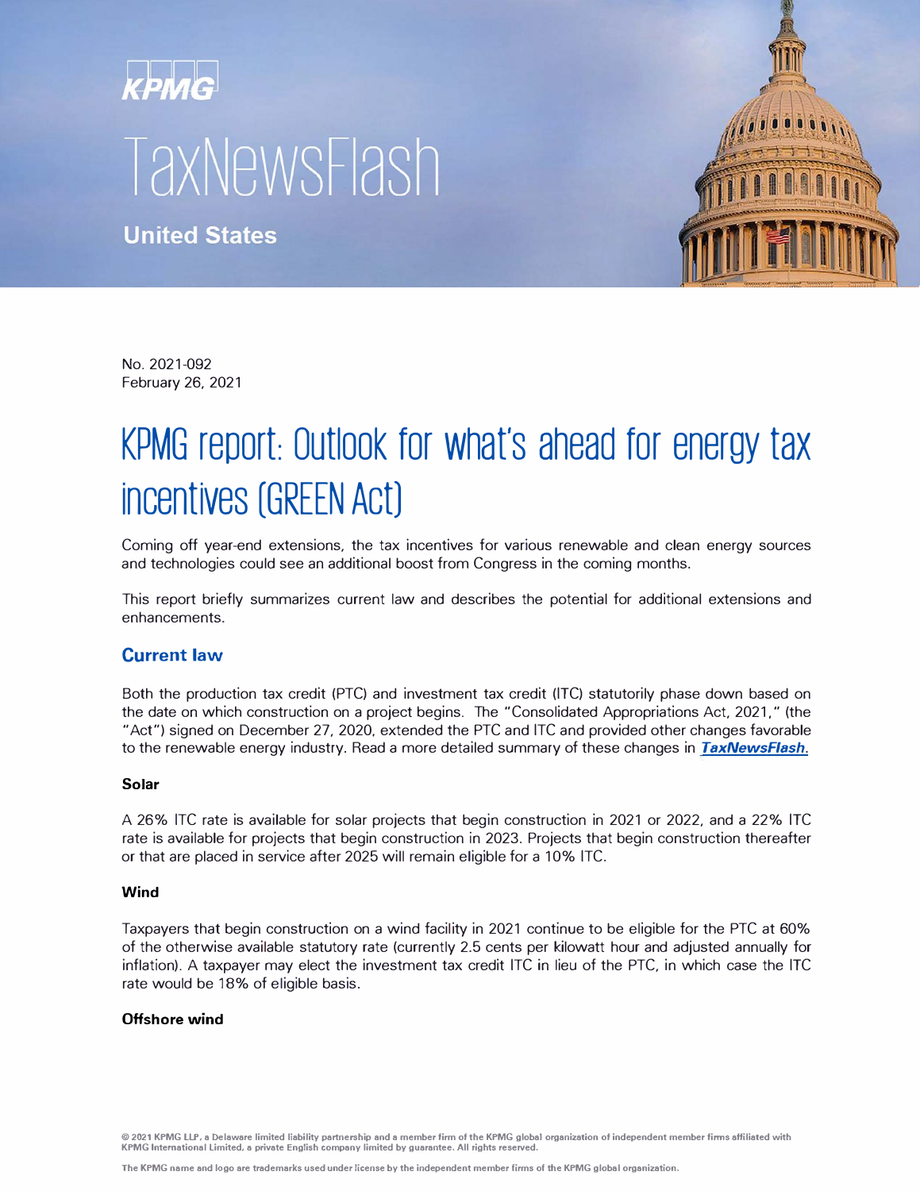KPMG

# TaxNewsFlash

**United States**

No. 2021-092
February 26, 2021

# KPMG report: Outlook for what's ahead for energy tax incentives (GREEN Act)

Coming off year-end extensions, the tax incentives for various renewable and clean energy sources and technologies could see an additional boost from Congress in the coming months.

This report briefly summarizes current law and describes the potential for additional extensions and enhancements.

## Current law

Both the production tax credit (PTC) and investment tax credit (ITC) statutorily phase down based on the date on which construction on a project begins. The "Consolidated Appropriations Act, 2021," (the "Act") signed on December 27, 2020, extended the PTC and ITC and provided other changes favorable to the renewable energy industry. Read a more detailed summary of these changes in ***TaxNewsFlash***.

### Solar

A 26% ITC rate is available for solar projects that begin construction in 2021 or 2022, and a 22% ITC rate is available for projects that begin construction in 2023. Projects that begin construction thereafter or that are placed in service after 2025 will remain eligible for a 10% ITC.

### Wind

Taxpayers that begin construction on a wind facility in 2021 continue to be eligible for the PTC at 60% of the otherwise available statutory rate (currently 2.5 cents per kilowatt hour and adjusted annually for inflation). A taxpayer may elect the investment tax credit ITC in lieu of the PTC, in which case the ITC rate would be 18% of eligible basis.

### Offshore wind

© 2021 KPMG LLP, a Delaware limited liability partnership and a member firm of the KPMG global organization of independent member firms affiliated with KPMG International Limited, a private English company limited by guarantee. All rights reserved.

The KPMG name and logo are trademarks used under license by the independent member firms of the KPMG global organization.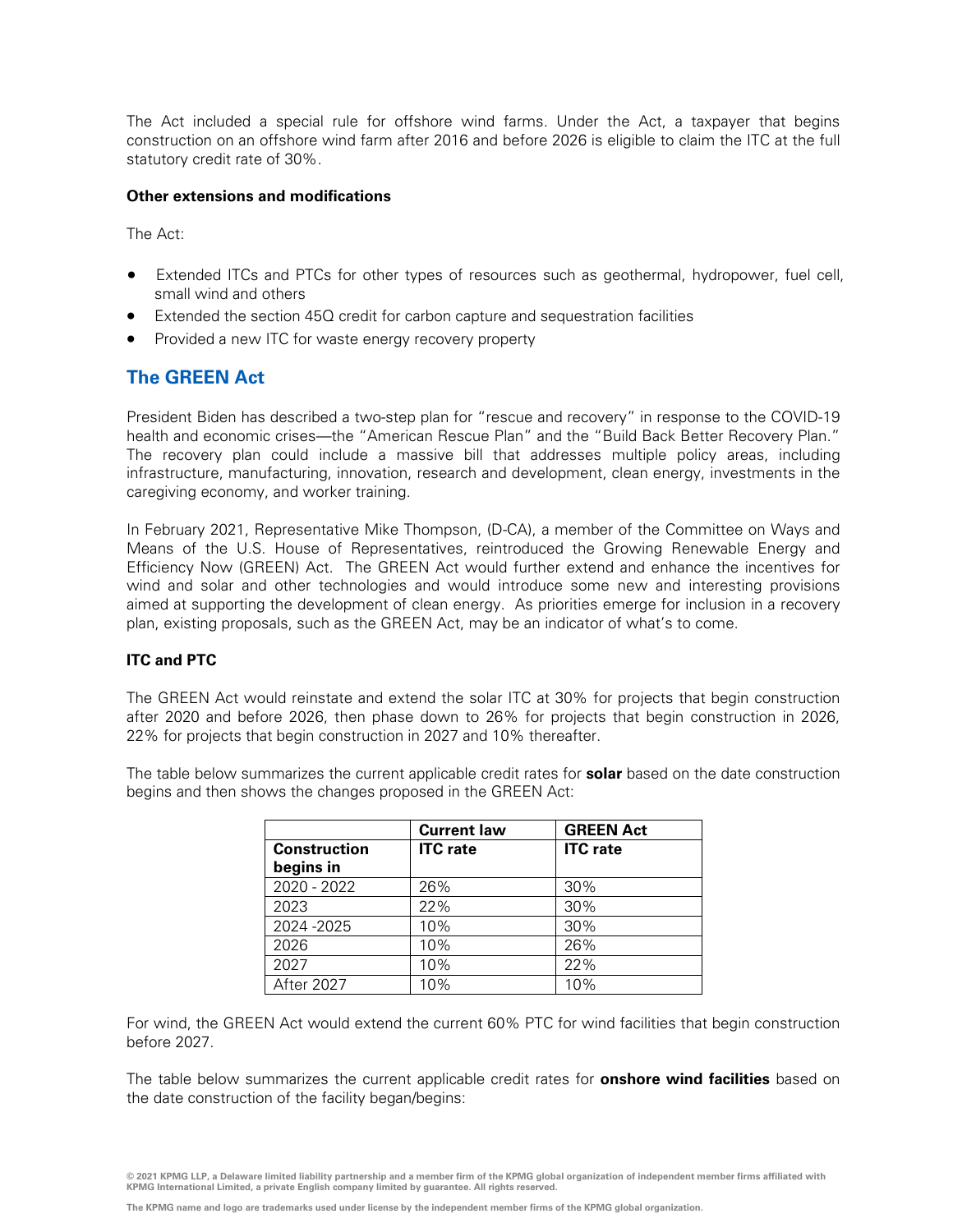The Act included a special rule for offshore wind farms. Under the Act, a taxpayer that begins construction on an offshore wind farm after 2016 and before 2026 is eligible to claim the ITC at the full statutory credit rate of 30%.

**Other extensions and modifications**

The Act:

- Extended ITCs and PTCs for other types of resources such as geothermal, hydropower, fuel cell, small wind and others
- Extended the section 45Q credit for carbon capture and sequestration facilities
- Provided a new ITC for waste energy recovery property

## The GREEN Act

President Biden has described a two-step plan for "rescue and recovery" in response to the COVID-19 health and economic crises—the "American Rescue Plan" and the "Build Back Better Recovery Plan." The recovery plan could include a massive bill that addresses multiple policy areas, including infrastructure, manufacturing, innovation, research and development, clean energy, investments in the caregiving economy, and worker training.

In February 2021, Representative Mike Thompson, (D-CA), a member of the Committee on Ways and Means of the U.S. House of Representatives, reintroduced the Growing Renewable Energy and Efficiency Now (GREEN) Act. The GREEN Act would further extend and enhance the incentives for wind and solar and other technologies and would introduce some new and interesting provisions aimed at supporting the development of clean energy. As priorities emerge for inclusion in a recovery plan, existing proposals, such as the GREEN Act, may be an indicator of what's to come.

**ITC and PTC**

The GREEN Act would reinstate and extend the solar ITC at 30% for projects that begin construction after 2020 and before 2026, then phase down to 26% for projects that begin construction in 2026, 22% for projects that begin construction in 2027 and 10% thereafter.

The table below summarizes the current applicable credit rates for **solar** based on the date construction begins and then shows the changes proposed in the GREEN Act:

| | **Current law** | **GREEN Act** |
|---|---|---|
| **Construction begins in** | **ITC rate** | **ITC rate** |
| 2020 - 2022 | 26% | 30% |
| 2023 | 22% | 30% |
| 2024 -2025 | 10% | 30% |
| 2026 | 10% | 26% |
| 2027 | 10% | 22% |
| After 2027 | 10% | 10% |

For wind, the GREEN Act would extend the current 60% PTC for wind facilities that begin construction before 2027.

The table below summarizes the current applicable credit rates for **onshore wind facilities** based on the date construction of the facility began/begins: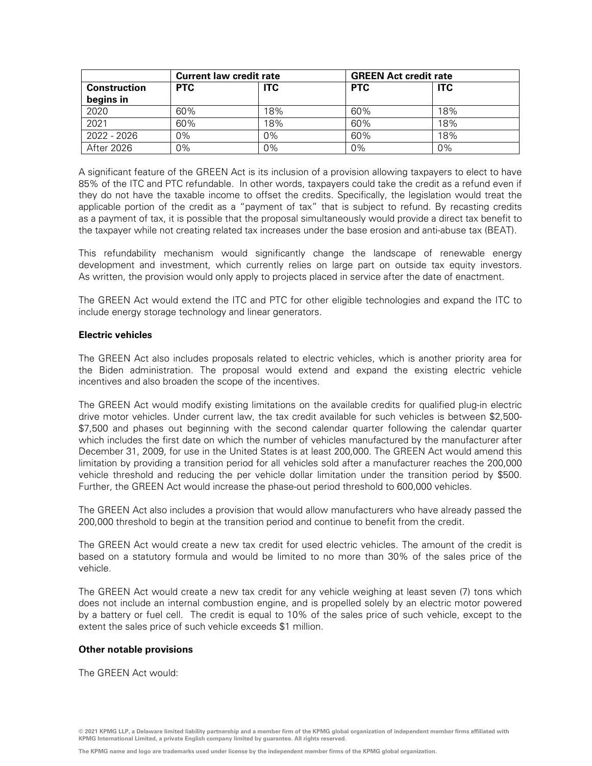| | Current law credit rate | | GREEN Act credit rate | |
|---|---|---|---|---|
| **Construction begins in** | **PTC** | **ITC** | **PTC** | **ITC** |
| 2020 | 60% | 18% | 60% | 18% |
| 2021 | 60% | 18% | 60% | 18% |
| 2022 - 2026 | 0% | 0% | 60% | 18% |
| After 2026 | 0% | 0% | 0% | 0% |

A significant feature of the GREEN Act is its inclusion of a provision allowing taxpayers to elect to have 85% of the ITC and PTC refundable. In other words, taxpayers could take the credit as a refund even if they do not have the taxable income to offset the credits. Specifically, the legislation would treat the applicable portion of the credit as a "payment of tax" that is subject to refund. By recasting credits as a payment of tax, it is possible that the proposal simultaneously would provide a direct tax benefit to the taxpayer while not creating related tax increases under the base erosion and anti-abuse tax (BEAT).

This refundability mechanism would significantly change the landscape of renewable energy development and investment, which currently relies on large part on outside tax equity investors. As written, the provision would only apply to projects placed in service after the date of enactment.

The GREEN Act would extend the ITC and PTC for other eligible technologies and expand the ITC to include energy storage technology and linear generators.

**Electric vehicles**

The GREEN Act also includes proposals related to electric vehicles, which is another priority area for the Biden administration. The proposal would extend and expand the existing electric vehicle incentives and also broaden the scope of the incentives.

The GREEN Act would modify existing limitations on the available credits for qualified plug-in electric drive motor vehicles. Under current law, the tax credit available for such vehicles is between $2,500-$7,500 and phases out beginning with the second calendar quarter following the calendar quarter which includes the first date on which the number of vehicles manufactured by the manufacturer after December 31, 2009, for use in the United States is at least 200,000. The GREEN Act would amend this limitation by providing a transition period for all vehicles sold after a manufacturer reaches the 200,000 vehicle threshold and reducing the per vehicle dollar limitation under the transition period by $500. Further, the GREEN Act would increase the phase-out period threshold to 600,000 vehicles.

The GREEN Act also includes a provision that would allow manufacturers who have already passed the 200,000 threshold to begin at the transition period and continue to benefit from the credit.

The GREEN Act would create a new tax credit for used electric vehicles. The amount of the credit is based on a statutory formula and would be limited to no more than 30% of the sales price of the vehicle.

The GREEN Act would create a new tax credit for any vehicle weighing at least seven (7) tons which does not include an internal combustion engine, and is propelled solely by an electric motor powered by a battery or fuel cell. The credit is equal to 10% of the sales price of such vehicle, except to the extent the sales price of such vehicle exceeds $1 million.

**Other notable provisions**

The GREEN Act would: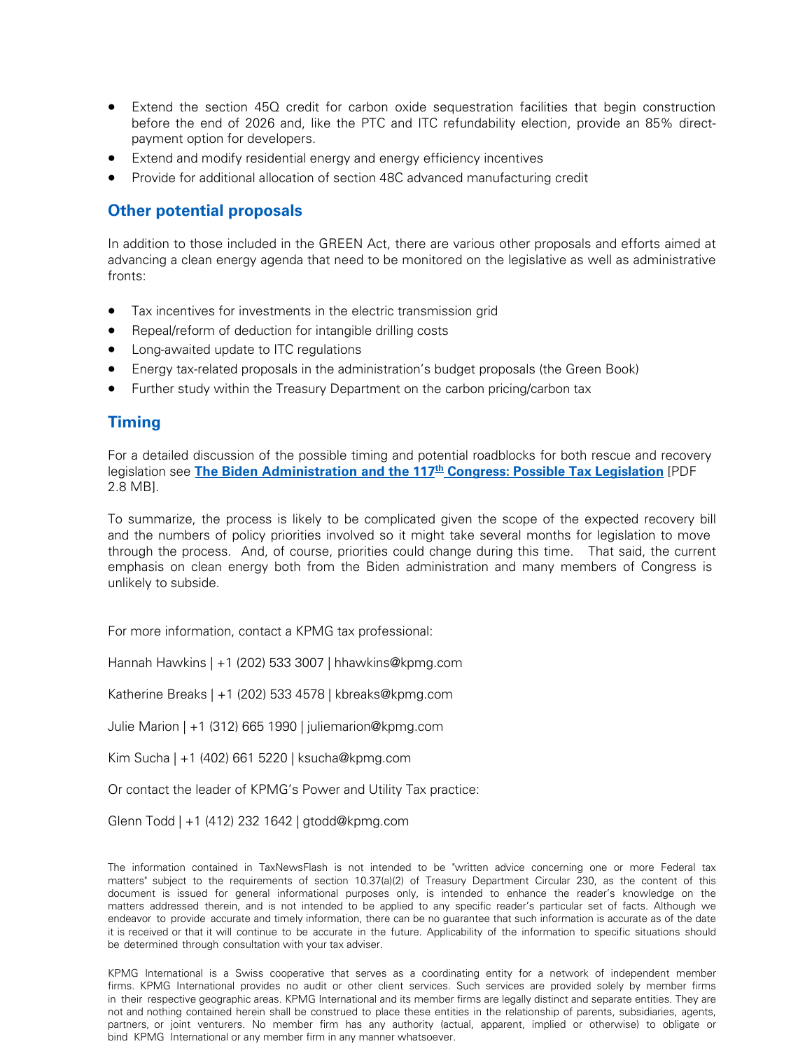- Extend the section 45Q credit for carbon oxide sequestration facilities that begin construction before the end of 2026 and, like the PTC and ITC refundability election, provide an 85% direct-payment option for developers.
- Extend and modify residential energy and energy efficiency incentives
- Provide for additional allocation of section 48C advanced manufacturing credit

## Other potential proposals

In addition to those included in the GREEN Act, there are various other proposals and efforts aimed at advancing a clean energy agenda that need to be monitored on the legislative as well as administrative fronts:

- Tax incentives for investments in the electric transmission grid
- Repeal/reform of deduction for intangible drilling costs
- Long-awaited update to ITC regulations
- Energy tax-related proposals in the administration's budget proposals (the Green Book)
- Further study within the Treasury Department on the carbon pricing/carbon tax

## Timing

For a detailed discussion of the possible timing and potential roadblocks for both rescue and recovery legislation see **The Biden Administration and the 117th Congress: Possible Tax Legislation** [PDF 2.8 MB].

To summarize, the process is likely to be complicated given the scope of the expected recovery bill and the numbers of policy priorities involved so it might take several months for legislation to move through the process. And, of course, priorities could change during this time. That said, the current emphasis on clean energy both from the Biden administration and many members of Congress is unlikely to subside.

For more information, contact a KPMG tax professional:

Hannah Hawkins | +1 (202) 533 3007 | hhawkins@kpmg.com

Katherine Breaks | +1 (202) 533 4578 | kbreaks@kpmg.com

Julie Marion | +1 (312) 665 1990 | juliemarion@kpmg.com

Kim Sucha | +1 (402) 661 5220 | ksucha@kpmg.com

Or contact the leader of KPMG's Power and Utility Tax practice:

Glenn Todd | +1 (412) 232 1642 | gtodd@kpmg.com

The information contained in TaxNewsFlash is not intended to be "written advice concerning one or more Federal tax matters" subject to the requirements of section 10.37(a)(2) of Treasury Department Circular 230, as the content of this document is issued for general informational purposes only, is intended to enhance the reader's knowledge on the matters addressed therein, and is not intended to be applied to any specific reader's particular set of facts. Although we endeavor to provide accurate and timely information, there can be no guarantee that such information is accurate as of the date it is received or that it will continue to be accurate in the future. Applicability of the information to specific situations should be determined through consultation with your tax adviser.

KPMG International is a Swiss cooperative that serves as a coordinating entity for a network of independent member firms. KPMG International provides no audit or other client services. Such services are provided solely by member firms in their respective geographic areas. KPMG International and its member firms are legally distinct and separate entities. They are not and nothing contained herein shall be construed to place these entities in the relationship of parents, subsidiaries, agents, partners, or joint venturers. No member firm has any authority (actual, apparent, implied or otherwise) to obligate or bind KPMG International or any member firm in any manner whatsoever.